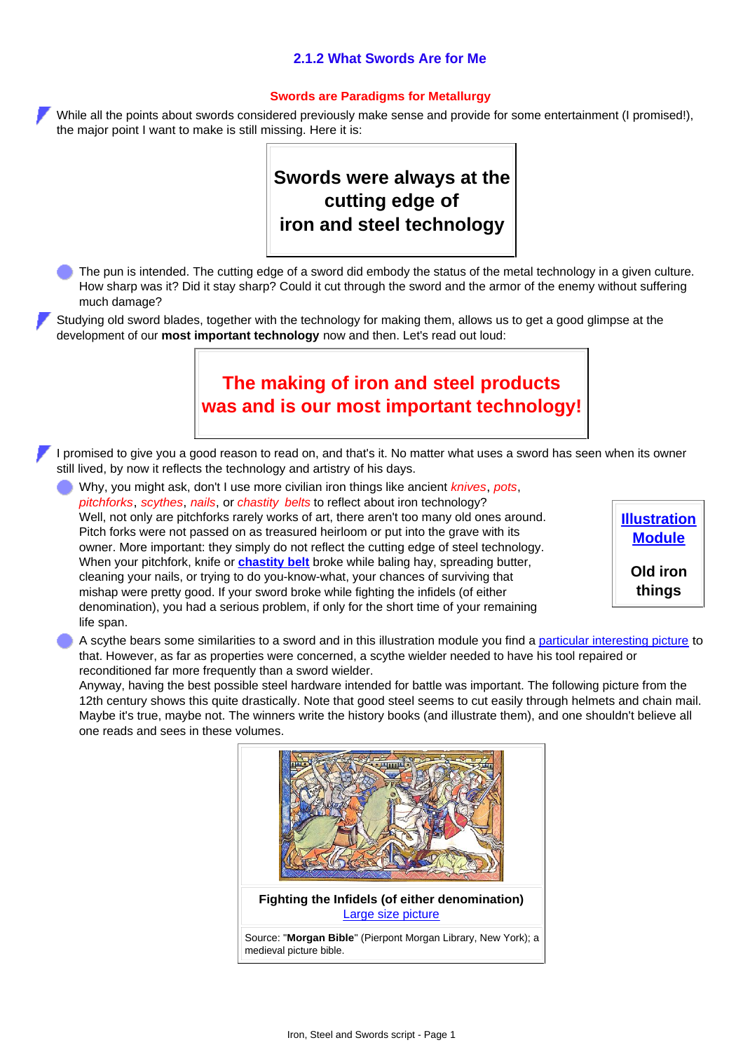## 2.1.2 What Swords Are for Me

### Swords are Paradigms for Metallurgy

- While all the points about swords considered previously make sense and provide for some entertainment (I promised!), the major point I want to make is still missing. Here it is:

> **Swords were always at the cutting edge of iron and steel technology**

- The pun is intended. The cutting edge of a sword did embody the status of the metal technology in a given culture. How sharp was it? Did it stay sharp? Could it cut through the sword and the armor of the enemy without suffering much damage?

- Studying old sword blades, together with the technology for making them, allows us to get a good glimpse at the development of our **most important technology** now and then. Let's read out loud:

> **The making of iron and steel products was and is our most important technology!**

- I promised to give you a good reason to read on, and that's it. No matter what uses a sword has seen when its owner still lived, by now it reflects the technology and artistry of his days.
  - Why, you might ask, don't I use more civilian iron things like ancient *knives*, *pots*, *pitchforks*, *scythes*, *nails*, or *chastity belts* to reflect about iron technology?
    Well, not only are pitchforks rarely works of art, there aren't too many old ones around. Pitch forks were not passed on as treasured heirloom or put into the grave with its owner. More important: they simply do not reflect the cutting edge of steel technology. When your pitchfork, knife or **chastity belt** broke while baling hay, spreading butter, cleaning your nails, or trying to do you-know-what, your chances of surviving that mishap were pretty good. If your sword broke while fighting the infidels (of either denomination), you had a serious problem, if only for the short time of your remaining life span.

    **Illustration Module**

    **Old iron things**

  - A scythe bears some similarities to a sword and in this illustration module you find a particular interesting picture to that. However, as far as properties were concerned, a scythe wielder needed to have his tool repaired or reconditioned far more frequently than a sword wielder.
    Anyway, having the best possible steel hardware intended for battle was important. The following picture from the 12th century shows this quite drastically. Note that good steel seems to cut easily through helmets and chain mail. Maybe it's true, maybe not. The winners write the history books (and illustrate them), and one shouldn't believe all one reads and sees in these volumes.

**Fighting the Infidels (of either denomination)**
Large size picture

Source: "**Morgan Bible**" (Pierpont Morgan Library, New York); a medieval picture bible.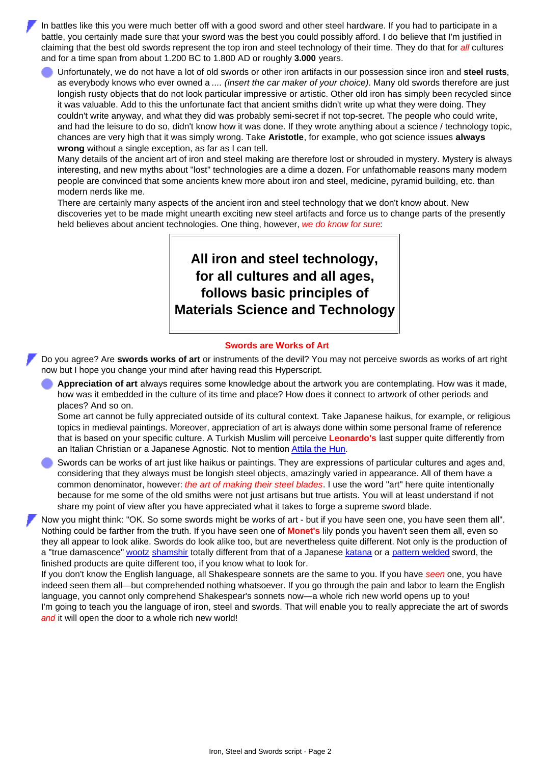In battles like this you were much better off with a good sword and other steel hardware. If you had to participate in a battle, you certainly made sure that your sword was the best you could possibly afford. I do believe that I'm justified in claiming that the best old swords represent the top iron and steel technology of their time. They do that for *all* cultures and for a time span from about 1.200 BC to 1.800 AD or roughly **3.000** years.

- Unfortunately, we do not have a lot of old swords or other iron artifacts in our possession since iron and **steel rusts**, as everybody knows who ever owned a *.... (insert the car maker of your choice)*. Many old swords therefore are just longish rusty objects that do not look particular impressive or artistic. Other old iron has simply been recycled since it was valuable. Add to this the unfortunate fact that ancient smiths didn't write up what they were doing. They couldn't write anyway, and what they did was probably semi-secret if not top-secret. The people who could write, and had the leisure to do so, didn't know how it was done. If they wrote anything about a science / technology topic, chances are very high that it was simply wrong. Take **Aristotle**, for example, who got science issues **always wrong** without a single exception, as far as I can tell.
  Many details of the ancient art of iron and steel making are therefore lost or shrouded in mystery. Mystery is always interesting, and new myths about "lost" technologies are a dime a dozen. For unfathomable reasons many modern people are convinced that some ancients knew more about iron and steel, medicine, pyramid building, etc. than modern nerds like me.
  There are certainly many aspects of the ancient iron and steel technology that we don't know about. New discoveries yet to be made might unearth exciting new steel artifacts and force us to change parts of the presently held believes about ancient technologies. One thing, however, *we do know for sure*:

> **All iron and steel technology, for all cultures and all ages, follows basic principles of Materials Science and Technology**

### Swords are Works of Art

Do you agree? Are **swords works of art** or instruments of the devil? You may not perceive swords as works of art right now but I hope you change your mind after having read this Hyperscript.

- **Appreciation of art** always requires some knowledge about the artwork you are contemplating. How was it made, how was it embedded in the culture of its time and place? How does it connect to artwork of other periods and places? And so on.
  Some art cannot be fully appreciated outside of its cultural context. Take Japanese haikus, for example, or religious topics in medieval paintings. Moreover, appreciation of art is always done within some personal frame of reference that is based on your specific culture. A Turkish Muslim will perceive **Leonardo's** last supper quite differently from an Italian Christian or a Japanese Agnostic. Not to mention Attila the Hun.
- Swords can be works of art just like haikus or paintings. They are expressions of particular cultures and ages and, considering that they always must be longish steel objects, amazingly varied in appearance. All of them have a common denominator, however: *the art of making their steel blades*. I use the word "art" here quite intentionally because for me some of the old smiths were not just artisans but true artists. You will at least understand if not share my point of view after you have appreciated what it takes to forge a supreme sword blade.

Now you might think: "OK. So some swords might be works of art - but if you have seen one, you have seen them all". Nothing could be farther from the truth. If you have seen one of **Monet's** lily ponds you haven't seen them all, even so they all appear to look alike. Swords do look alike too, but are nevertheless quite different. Not only is the production of a "true damascence" wootz shamshir totally different from that of a Japanese katana or a pattern welded sword, the finished products are quite different too, if you know what to look for.
If you don't know the English language, all Shakespeare sonnets are the same to you. If you have *seen* one, you have indeed seen them all—but comprehended nothing whatsoever. If you go through the pain and labor to learn the English language, you cannot only comprehend Shakespear's sonnets now—a whole rich new world opens up to you!
I'm going to teach you the language of iron, steel and swords. That will enable you to really appreciate the art of swords *and* it will open the door to a whole rich new world!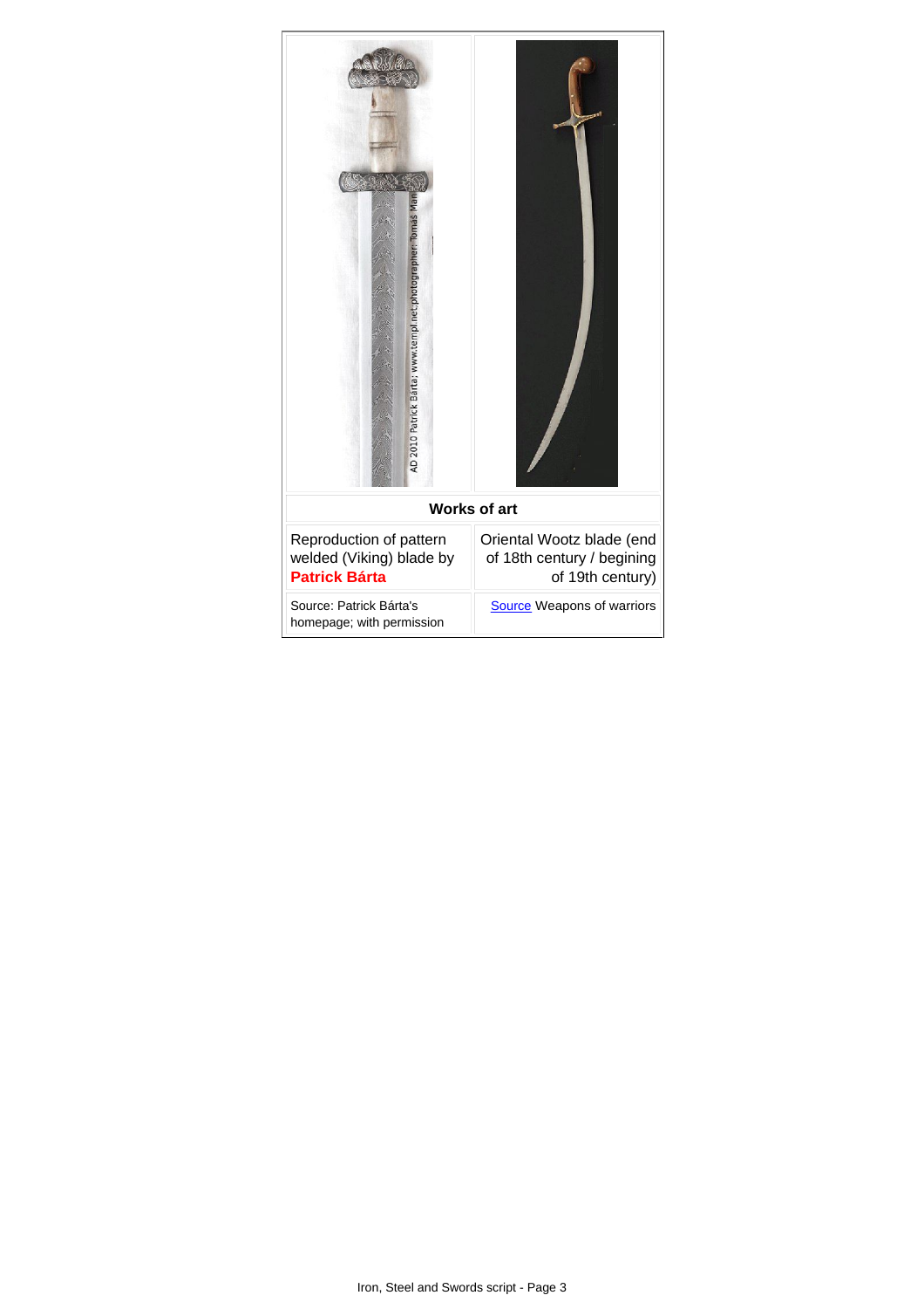| | |
|---|---|
| **Works of art** | |
| Reproduction of pattern welded (Viking) blade by **Patrick Bárta** | Oriental Wootz blade (end of 18th century / begining of 19th century) |
| Source: Patrick Bárta's homepage; with permission | Source Weapons of warriors |